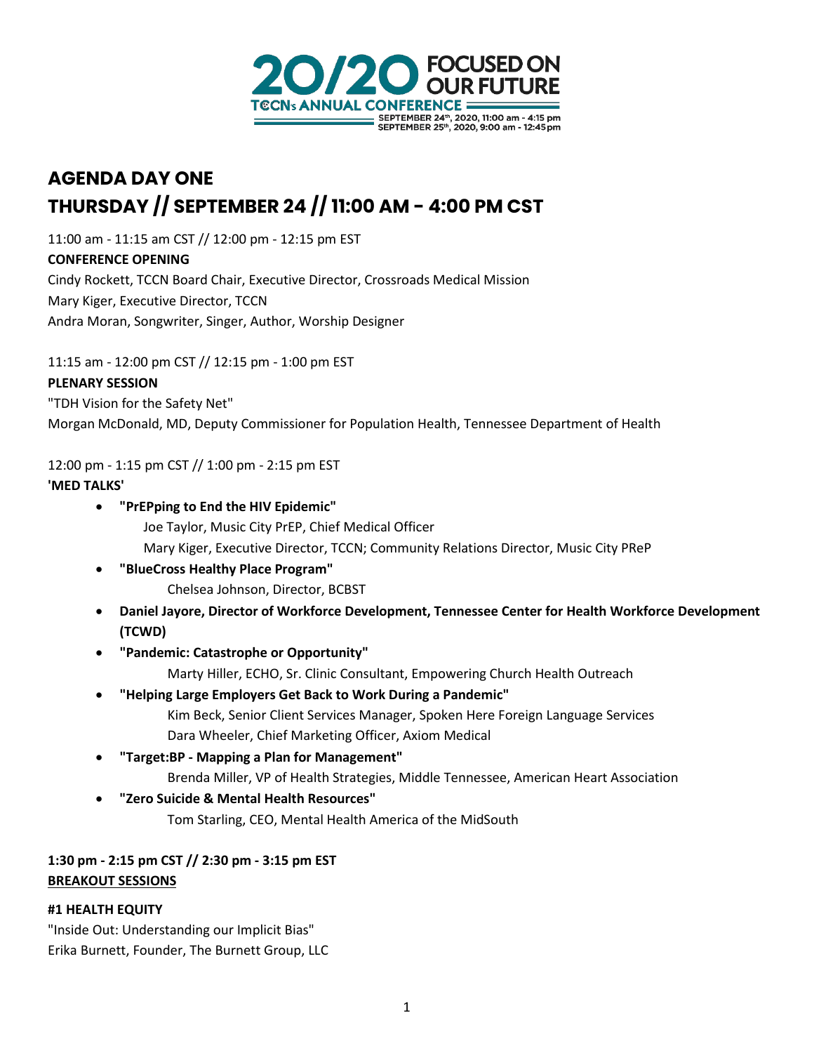**20/20 FOCUSED ON OUR FUTURE**
**TCCNs ANNUAL CONFERENCE**
SEPTEMBER 24th, 2020, 11:00 am - 4:15 pm
SEPTEMBER 25th, 2020, 9:00 am - 12:45pm

## AGENDA DAY ONE
## THURSDAY // SEPTEMBER 24 // 11:00 AM - 4:00 PM CST

11:00 am - 11:15 am CST // 12:00 pm - 12:15 pm EST

**CONFERENCE OPENING**

Cindy Rockett, TCCN Board Chair, Executive Director, Crossroads Medical Mission
Mary Kiger, Executive Director, TCCN
Andra Moran, Songwriter, Singer, Author, Worship Designer

11:15 am - 12:00 pm CST // 12:15 pm - 1:00 pm EST

**PLENARY SESSION**

"TDH Vision for the Safety Net"
Morgan McDonald, MD, Deputy Commissioner for Population Health, Tennessee Department of Health

12:00 pm - 1:15 pm CST // 1:00 pm - 2:15 pm EST

**'MED TALKS'**

- **"PrEPping to End the HIV Epidemic"**
  Joe Taylor, Music City PrEP, Chief Medical Officer
  Mary Kiger, Executive Director, TCCN; Community Relations Director, Music City PReP
- **"BlueCross Healthy Place Program"**
  Chelsea Johnson, Director, BCBST
- **Daniel Jayore, Director of Workforce Development, Tennessee Center for Health Workforce Development (TCWD)**
- **"Pandemic: Catastrophe or Opportunity"**
  Marty Hiller, ECHO, Sr. Clinic Consultant, Empowering Church Health Outreach
- **"Helping Large Employers Get Back to Work During a Pandemic"**
  Kim Beck, Senior Client Services Manager, Spoken Here Foreign Language Services
  Dara Wheeler, Chief Marketing Officer, Axiom Medical
- **"Target:BP - Mapping a Plan for Management"**
  Brenda Miller, VP of Health Strategies, Middle Tennessee, American Heart Association
- **"Zero Suicide & Mental Health Resources"**
  Tom Starling, CEO, Mental Health America of the MidSouth

**1:30 pm - 2:15 pm CST // 2:30 pm - 3:15 pm EST**

**BREAKOUT SESSIONS**

**#1 HEALTH EQUITY**

"Inside Out: Understanding our Implicit Bias"
Erika Burnett, Founder, The Burnett Group, LLC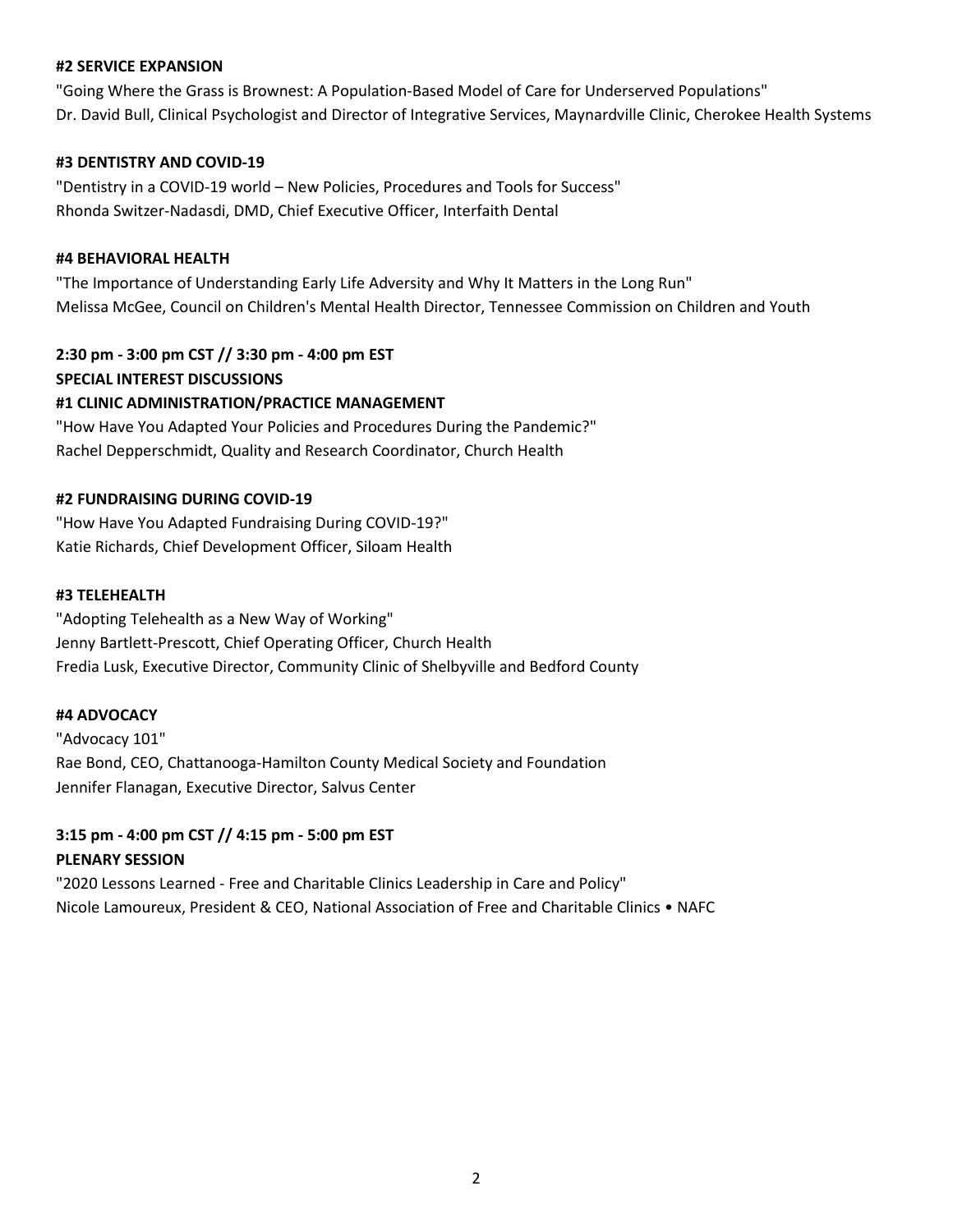**#2 SERVICE EXPANSION**

"Going Where the Grass is Brownest: A Population-Based Model of Care for Underserved Populations"
Dr. David Bull, Clinical Psychologist and Director of Integrative Services, Maynardville Clinic, Cherokee Health Systems

**#3 DENTISTRY AND COVID-19**

"Dentistry in a COVID-19 world – New Policies, Procedures and Tools for Success"
Rhonda Switzer-Nadasdi, DMD, Chief Executive Officer, Interfaith Dental

**#4 BEHAVIORAL HEALTH**

"The Importance of Understanding Early Life Adversity and Why It Matters in the Long Run"
Melissa McGee, Council on Children's Mental Health Director, Tennessee Commission on Children and Youth

**2:30 pm - 3:00 pm CST // 3:30 pm - 4:00 pm EST**
**SPECIAL INTEREST DISCUSSIONS**
**#1 CLINIC ADMINISTRATION/PRACTICE MANAGEMENT**

"How Have You Adapted Your Policies and Procedures During the Pandemic?"
Rachel Depperschmidt, Quality and Research Coordinator, Church Health

**#2 FUNDRAISING DURING COVID-19**

"How Have You Adapted Fundraising During COVID-19?"
Katie Richards, Chief Development Officer, Siloam Health

**#3 TELEHEALTH**

"Adopting Telehealth as a New Way of Working"
Jenny Bartlett-Prescott, Chief Operating Officer, Church Health
Fredia Lusk, Executive Director, Community Clinic of Shelbyville and Bedford County

**#4 ADVOCACY**

"Advocacy 101"
Rae Bond, CEO, Chattanooga-Hamilton County Medical Society and Foundation
Jennifer Flanagan, Executive Director, Salvus Center

**3:15 pm - 4:00 pm CST // 4:15 pm - 5:00 pm EST**
**PLENARY SESSION**

"2020 Lessons Learned - Free and Charitable Clinics Leadership in Care and Policy"
Nicole Lamoureux, President & CEO, National Association of Free and Charitable Clinics • NAFC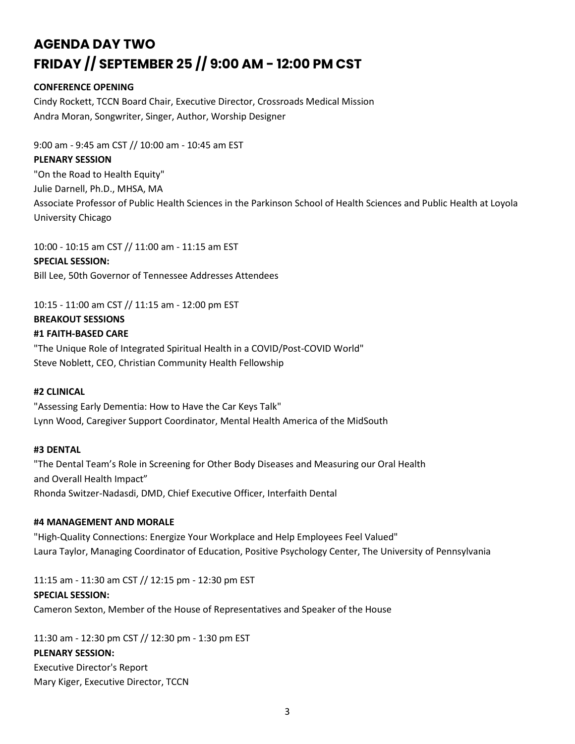# AGENDA DAY TWO
# FRIDAY // SEPTEMBER 25 // 9:00 AM - 12:00 PM CST

**CONFERENCE OPENING**
Cindy Rockett, TCCN Board Chair, Executive Director, Crossroads Medical Mission
Andra Moran, Songwriter, Singer, Author, Worship Designer

9:00 am - 9:45 am CST // 10:00 am - 10:45 am EST
**PLENARY SESSION**
"On the Road to Health Equity"
Julie Darnell, Ph.D., MHSA, MA
Associate Professor of Public Health Sciences in the Parkinson School of Health Sciences and Public Health at Loyola University Chicago

10:00 - 10:15 am CST // 11:00 am - 11:15 am EST
**SPECIAL SESSION:**
Bill Lee, 50th Governor of Tennessee Addresses Attendees

10:15 - 11:00 am CST // 11:15 am - 12:00 pm EST
**BREAKOUT SESSIONS**
**#1 FAITH-BASED CARE**
"The Unique Role of Integrated Spiritual Health in a COVID/Post-COVID World"
Steve Noblett, CEO, Christian Community Health Fellowship

**#2 CLINICAL**
"Assessing Early Dementia: How to Have the Car Keys Talk"
Lynn Wood, Caregiver Support Coordinator, Mental Health America of the MidSouth

**#3 DENTAL**
"The Dental Team's Role in Screening for Other Body Diseases and Measuring our Oral Health and Overall Health Impact"
Rhonda Switzer-Nadasdi, DMD, Chief Executive Officer, Interfaith Dental

**#4 MANAGEMENT AND MORALE**
"High-Quality Connections: Energize Your Workplace and Help Employees Feel Valued"
Laura Taylor, Managing Coordinator of Education, Positive Psychology Center, The University of Pennsylvania

11:15 am - 11:30 am CST // 12:15 pm - 12:30 pm EST
**SPECIAL SESSION:**
Cameron Sexton, Member of the House of Representatives and Speaker of the House

11:30 am - 12:30 pm CST // 12:30 pm - 1:30 pm EST
**PLENARY SESSION:**
Executive Director's Report
Mary Kiger, Executive Director, TCCN